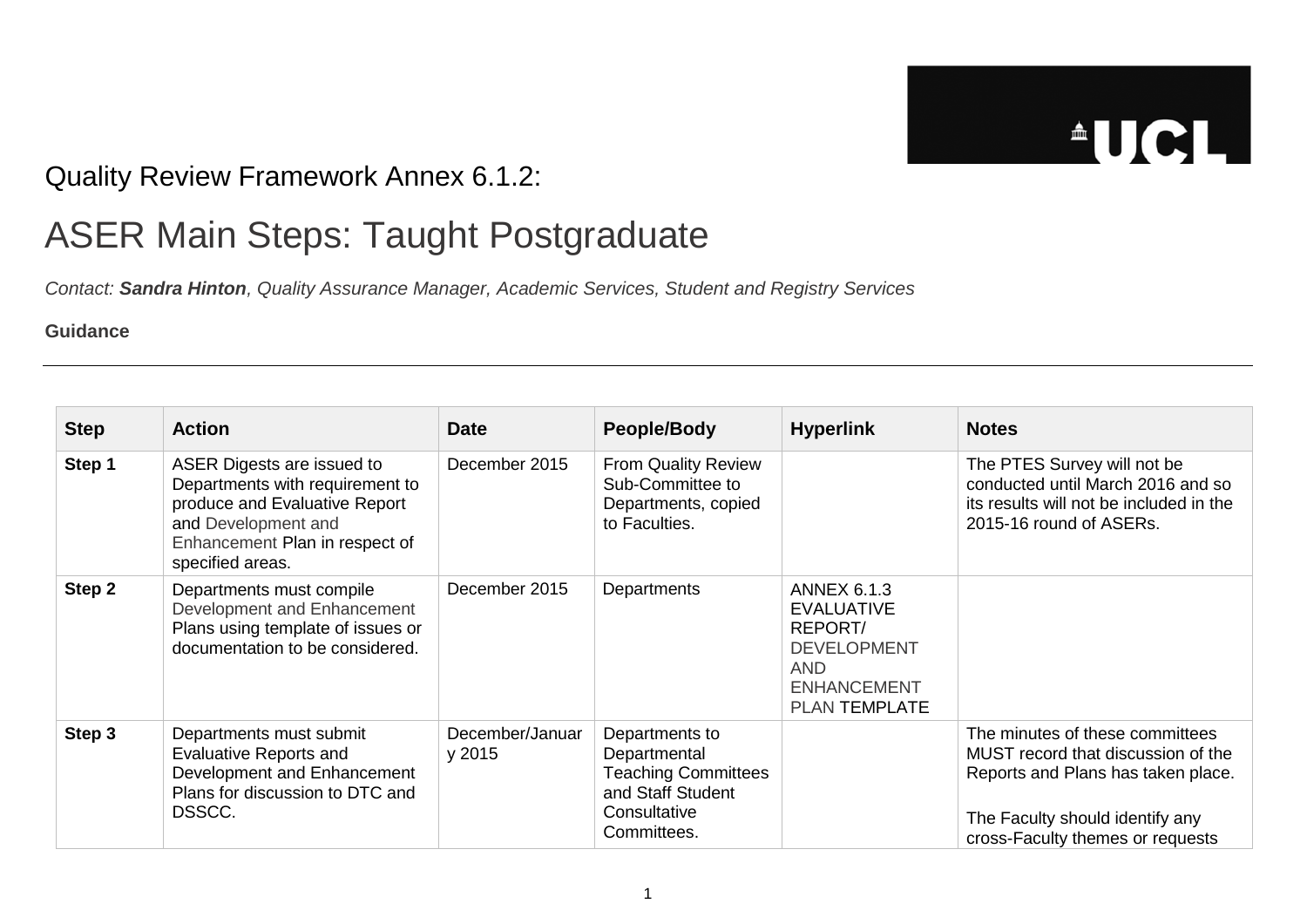Quality Review Framework Annex 6.1.2:

# ASER Main Steps: Taught Postgraduate

*Contact:* ***Sandra Hinton****, Quality Assurance Manager, Academic Services, Student and Registry Services*

**Guidance**

---

| Step | Action | Date | People/Body | Hyperlink | Notes |
|---|---|---|---|---|---|
| **Step 1** | ASER Digests are issued to Departments with requirement to produce and Evaluative Report and Development and Enhancement Plan in respect of specified areas. | December 2015 | From Quality Review Sub-Committee to Departments, copied to Faculties. | | The PTES Survey will not be conducted until March 2016 and so its results will not be included in the 2015-16 round of ASERs. |
| **Step 2** | Departments must compile Development and Enhancement Plans using template of issues or documentation to be considered. | December 2015 | Departments | ANNEX 6.1.3 EVALUATIVE REPORT/ DEVELOPMENT AND ENHANCEMENT PLAN TEMPLATE | |
| **Step 3** | Departments must submit Evaluative Reports and Development and Enhancement Plans for discussion to DTC and DSSCC. | December/January 2015 | Departments to Departmental Teaching Committees and Staff Student Consultative Committees. | | The minutes of these committees MUST record that discussion of the Reports and Plans has taken place.<br><br>The Faculty should identify any cross-Faculty themes or requests |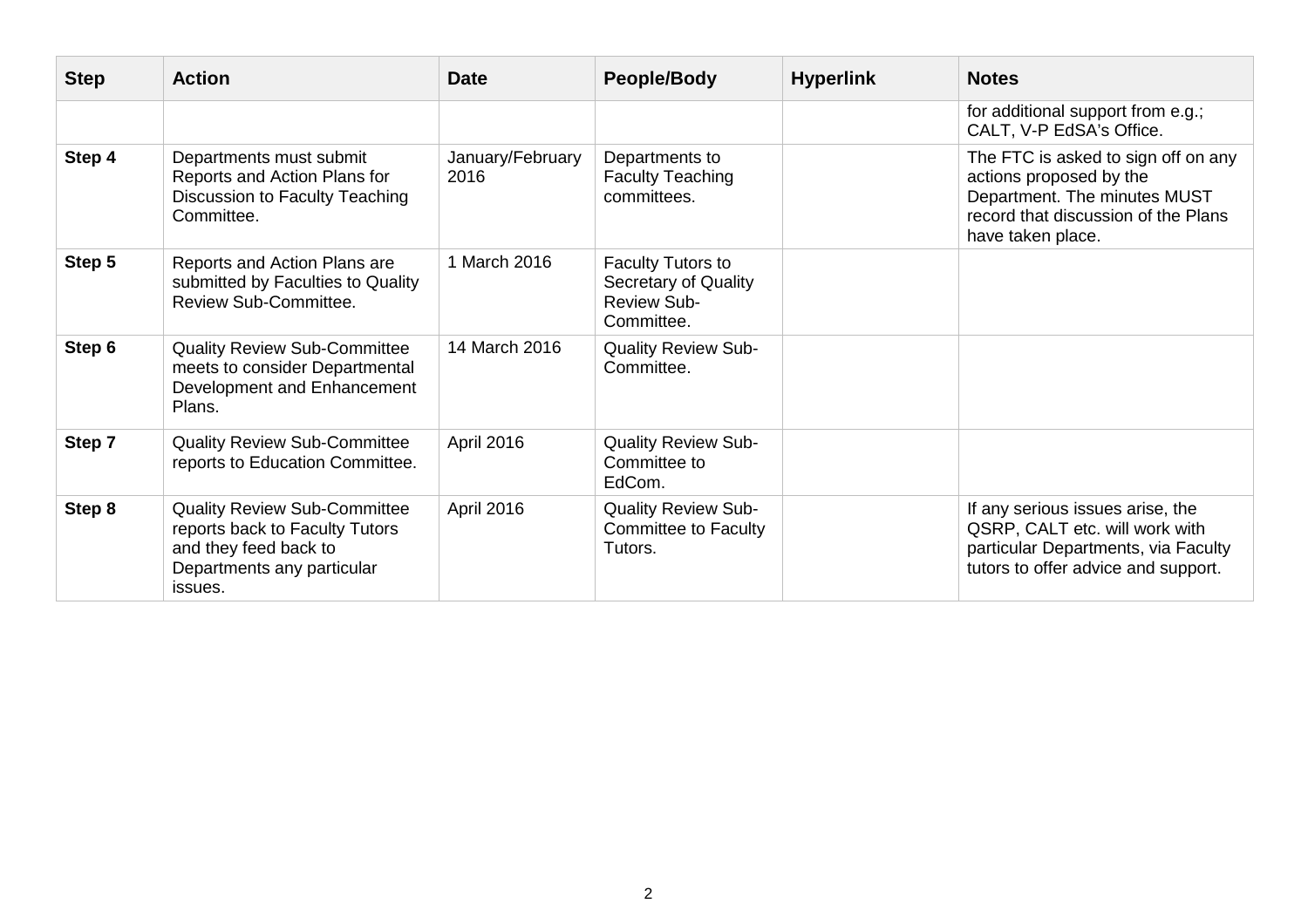| Step | Action | Date | People/Body | Hyperlink | Notes |
|---|---|---|---|---|---|
| | | | | | for additional support from e.g.; CALT, V-P EdSA's Office. |
| **Step 4** | Departments must submit Reports and Action Plans for Discussion to Faculty Teaching Committee. | January/February 2016 | Departments to Faculty Teaching committees. | | The FTC is asked to sign off on any actions proposed by the Department. The minutes MUST record that discussion of the Plans have taken place. |
| **Step 5** | Reports and Action Plans are submitted by Faculties to Quality Review Sub-Committee. | 1 March 2016 | Faculty Tutors to Secretary of Quality Review Sub-Committee. | | |
| **Step 6** | Quality Review Sub-Committee meets to consider Departmental Development and Enhancement Plans. | 14 March 2016 | Quality Review Sub-Committee. | | |
| **Step 7** | Quality Review Sub-Committee reports to Education Committee. | April 2016 | Quality Review Sub-Committee to EdCom. | | |
| **Step 8** | Quality Review Sub-Committee reports back to Faculty Tutors and they feed back to Departments any particular issues. | April 2016 | Quality Review Sub-Committee to Faculty Tutors. | | If any serious issues arise, the QSRP, CALT etc. will work with particular Departments, via Faculty tutors to offer advice and support. |